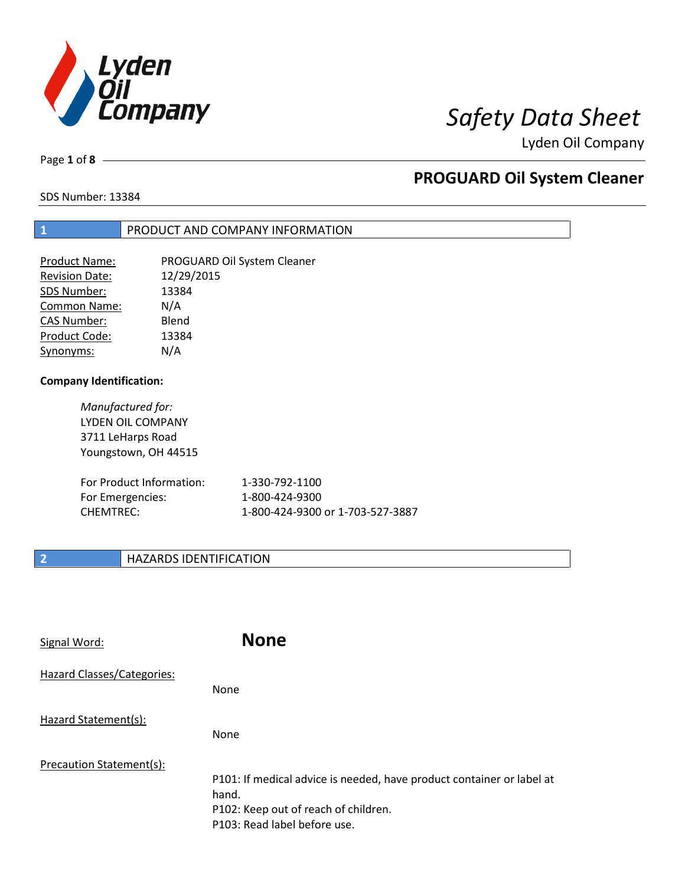# Safety Data Sheet

Lyden Oil Company

## PROGUARD Oil System Cleaner

SDS Number: 13384

## 1 PRODUCT AND COMPANY INFORMATION

| | |
|---|---|
| Product Name: | PROGUARD Oil System Cleaner |
| Revision Date: | 12/29/2015 |
| SDS Number: | 13384 |
| Common Name: | N/A |
| CAS Number: | Blend |
| Product Code: | 13384 |
| Synonyms: | N/A |

**Company Identification:**

*Manufactured for:*
LYDEN OIL COMPANY
3711 LeHarps Road
Youngstown, OH 44515

| | |
|---|---|
| For Product Information: | 1-330-792-1100 |
| For Emergencies: | 1-800-424-9300 |
| CHEMTREC: | 1-800-424-9300 or 1-703-527-3887 |

## 2 HAZARDS IDENTIFICATION

Signal Word: **None**

Hazard Classes/Categories:

None

Hazard Statement(s):

None

Precaution Statement(s):

P101: If medical advice is needed, have product container or label at hand.
P102: Keep out of reach of children.
P103: Read label before use.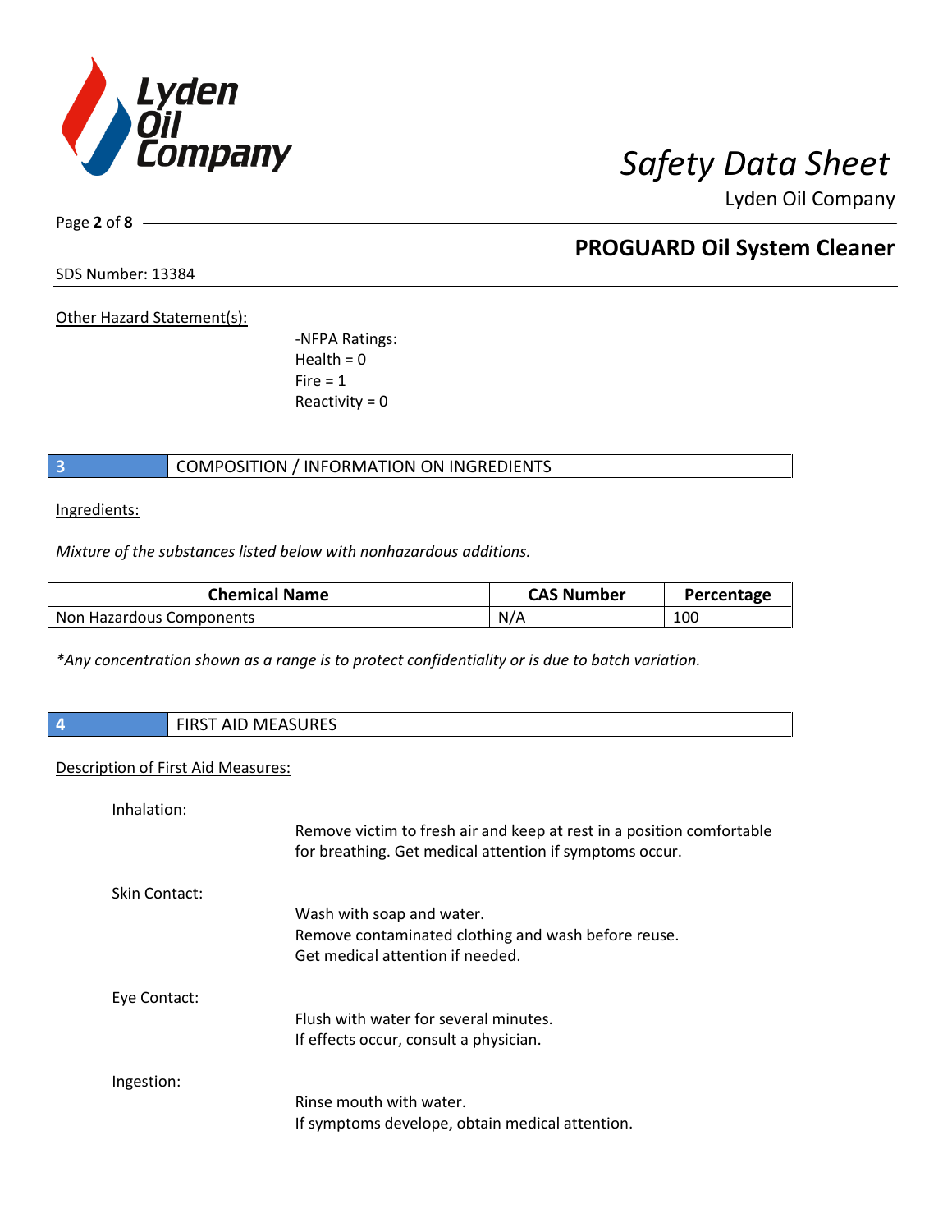Other Hazard Statement(s):

-NFPA Ratings:
Health = 0
Fire = 1
Reactivity = 0

## 3 COMPOSITION / INFORMATION ON INGREDIENTS

Ingredients:

*Mixture of the substances listed below with nonhazardous additions.*

| Chemical Name | CAS Number | Percentage |
| --- | --- | --- |
| Non Hazardous Components | N/A | 100 |

*\*Any concentration shown as a range is to protect confidentiality or is due to batch variation.*

## 4 FIRST AID MEASURES

Description of First Aid Measures:

Inhalation:

Remove victim to fresh air and keep at rest in a position comfortable for breathing. Get medical attention if symptoms occur.

Skin Contact:

Wash with soap and water.
Remove contaminated clothing and wash before reuse.
Get medical attention if needed.

Eye Contact:

Flush with water for several minutes.
If effects occur, consult a physician.

Ingestion:

Rinse mouth with water.
If symptoms develope, obtain medical attention.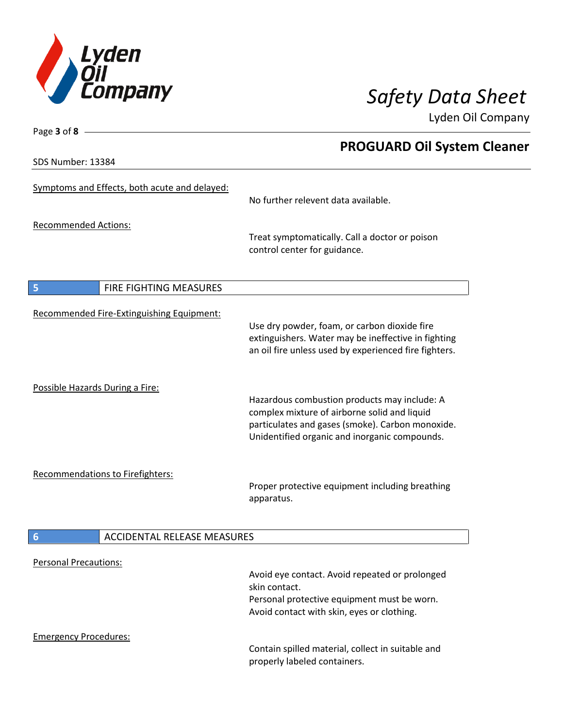Symptoms and Effects, both acute and delayed:

No further relevent data available.

Recommended Actions:

Treat symptomatically. Call a doctor or poison control center for guidance.

## 5 FIRE FIGHTING MEASURES

Recommended Fire-Extinguishing Equipment:

Use dry powder, foam, or carbon dioxide fire extinguishers. Water may be ineffective in fighting an oil fire unless used by experienced fire fighters.

Possible Hazards During a Fire:

Hazardous combustion products may include: A complex mixture of airborne solid and liquid particulates and gases (smoke). Carbon monoxide. Unidentified organic and inorganic compounds.

Recommendations to Firefighters:

Proper protective equipment including breathing apparatus.

## 6 ACCIDENTAL RELEASE MEASURES

Personal Precautions:

Avoid eye contact. Avoid repeated or prolonged skin contact.
Personal protective equipment must be worn.
Avoid contact with skin, eyes or clothing.

Emergency Procedures:

Contain spilled material, collect in suitable and properly labeled containers.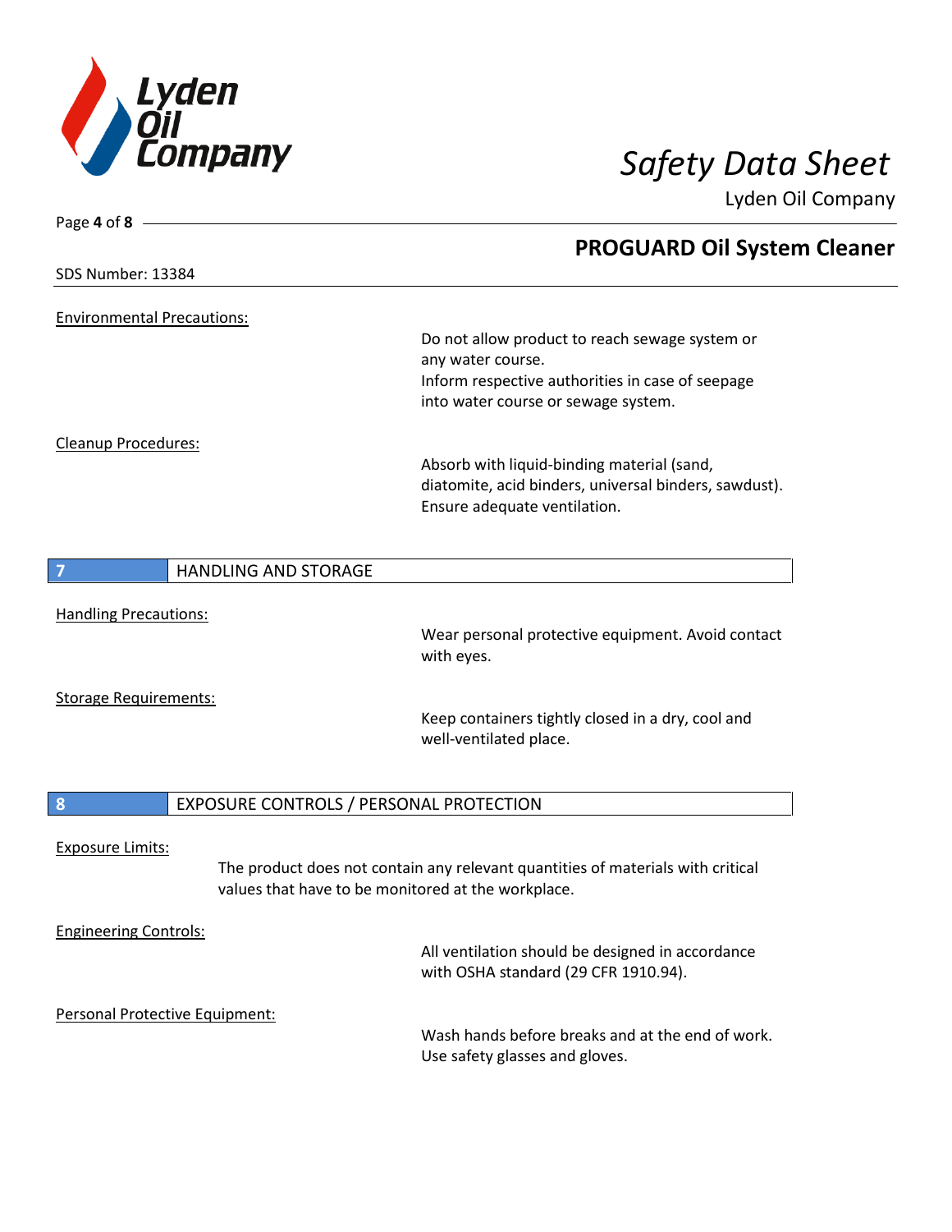**Environmental Precautions:**

Do not allow product to reach sewage system or any water course.
Inform respective authorities in case of seepage into water course or sewage system.

**Cleanup Procedures:**

Absorb with liquid-binding material (sand, diatomite, acid binders, universal binders, sawdust).
Ensure adequate ventilation.

## 7 HANDLING AND STORAGE

**Handling Precautions:**

Wear personal protective equipment. Avoid contact with eyes.

**Storage Requirements:**

Keep containers tightly closed in a dry, cool and well-ventilated place.

## 8 EXPOSURE CONTROLS / PERSONAL PROTECTION

**Exposure Limits:**

The product does not contain any relevant quantities of materials with critical values that have to be monitored at the workplace.

**Engineering Controls:**

All ventilation should be designed in accordance with OSHA standard (29 CFR 1910.94).

**Personal Protective Equipment:**

Wash hands before breaks and at the end of work.
Use safety glasses and gloves.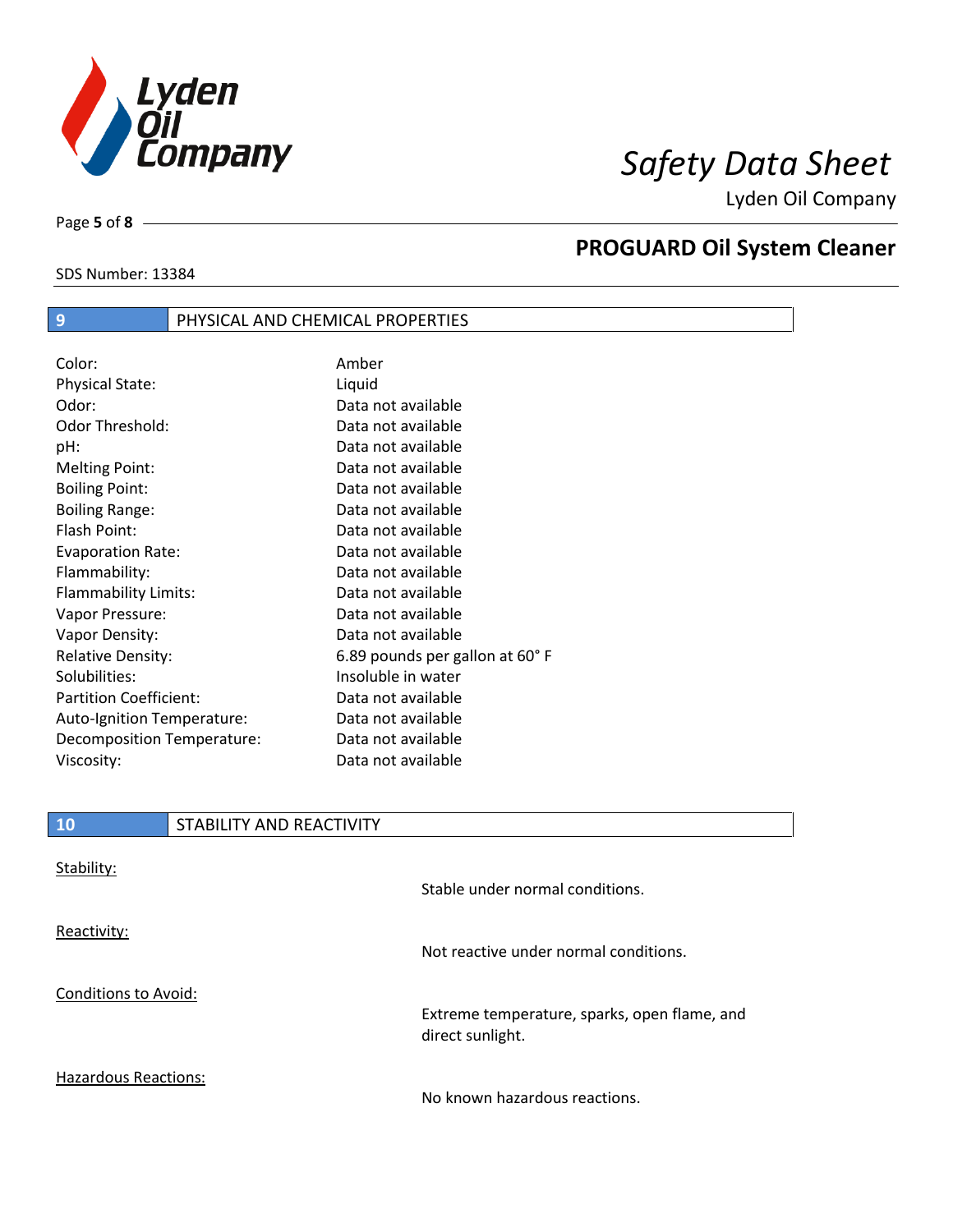## 9 PHYSICAL AND CHEMICAL PROPERTIES

| Property | Value |
| --- | --- |
| Color: | Amber |
| Physical State: | Liquid |
| Odor: | Data not available |
| Odor Threshold: | Data not available |
| pH: | Data not available |
| Melting Point: | Data not available |
| Boiling Point: | Data not available |
| Boiling Range: | Data not available |
| Flash Point: | Data not available |
| Evaporation Rate: | Data not available |
| Flammability: | Data not available |
| Flammability Limits: | Data not available |
| Vapor Pressure: | Data not available |
| Vapor Density: | Data not available |
| Relative Density: | 6.89 pounds per gallon at 60° F |
| Solubilities: | Insoluble in water |
| Partition Coefficient: | Data not available |
| Auto-Ignition Temperature: | Data not available |
| Decomposition Temperature: | Data not available |
| Viscosity: | Data not available |

## 10 STABILITY AND REACTIVITY

Stability:

Stable under normal conditions.

Reactivity:

Not reactive under normal conditions.

Conditions to Avoid:

Extreme temperature, sparks, open flame, and direct sunlight.

Hazardous Reactions:

No known hazardous reactions.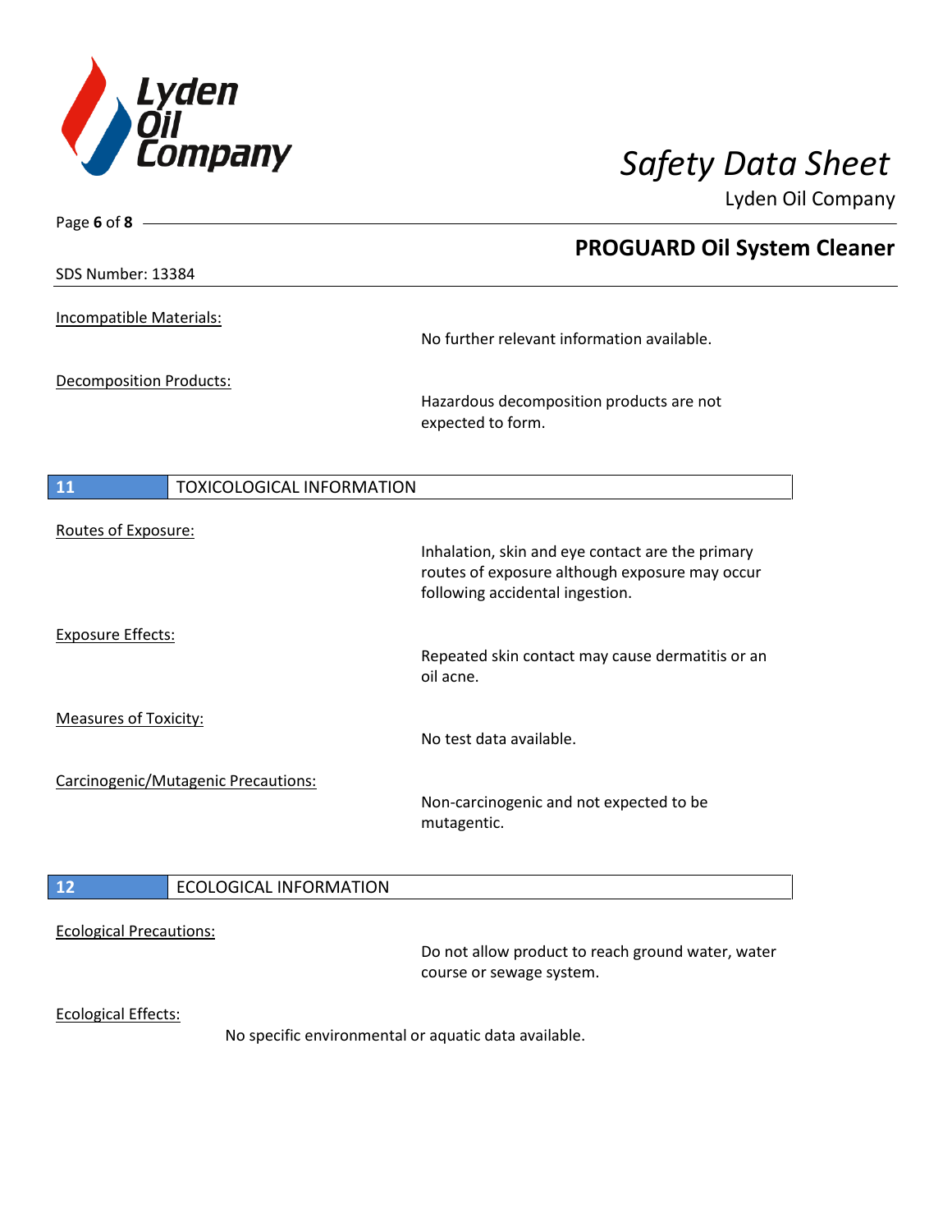SDS Number: 13384

Incompatible Materials:

No further relevant information available.

Decomposition Products:

Hazardous decomposition products are not expected to form.

## 11 TOXICOLOGICAL INFORMATION

Routes of Exposure:

Inhalation, skin and eye contact are the primary routes of exposure although exposure may occur following accidental ingestion.

Exposure Effects:

Repeated skin contact may cause dermatitis or an oil acne.

Measures of Toxicity:

No test data available.

Carcinogenic/Mutagenic Precautions:

Non-carcinogenic and not expected to be mutagentic.

## 12 ECOLOGICAL INFORMATION

Ecological Precautions:

Do not allow product to reach ground water, water course or sewage system.

Ecological Effects:

No specific environmental or aquatic data available.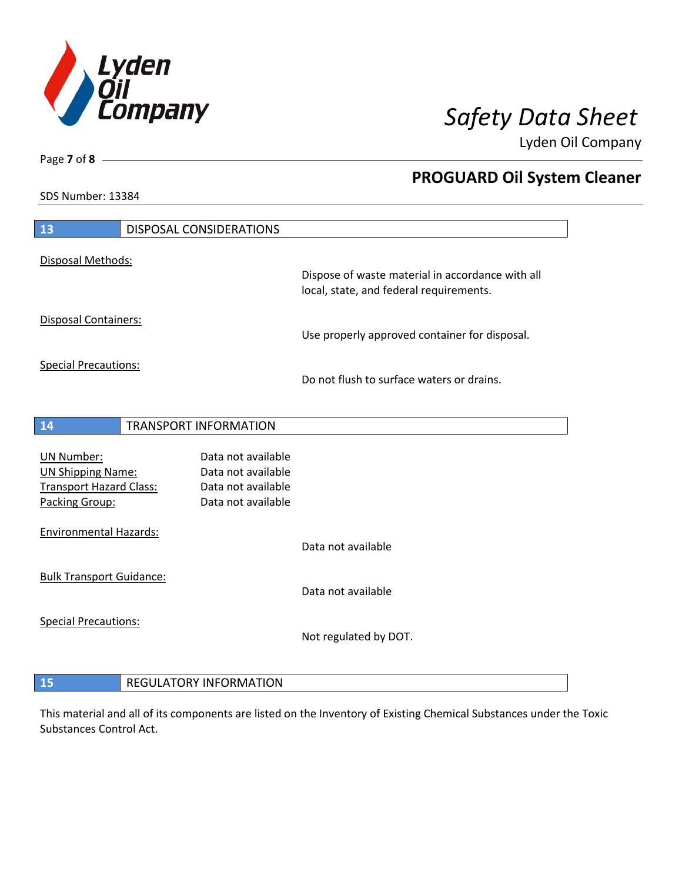## 13 DISPOSAL CONSIDERATIONS

Disposal Methods:

Dispose of waste material in accordance with all local, state, and federal requirements.

Disposal Containers:

Use properly approved container for disposal.

Special Precautions:

Do not flush to surface waters or drains.

## 14 TRANSPORT INFORMATION

| | |
|---|---|
| UN Number: | Data not available |
| UN Shipping Name: | Data not available |
| Transport Hazard Class: | Data not available |
| Packing Group: | Data not available |

Environmental Hazards:

Data not available

Bulk Transport Guidance:

Data not available

Special Precautions:

Not regulated by DOT.

## 15 REGULATORY INFORMATION

This material and all of its components are listed on the Inventory of Existing Chemical Substances under the Toxic Substances Control Act.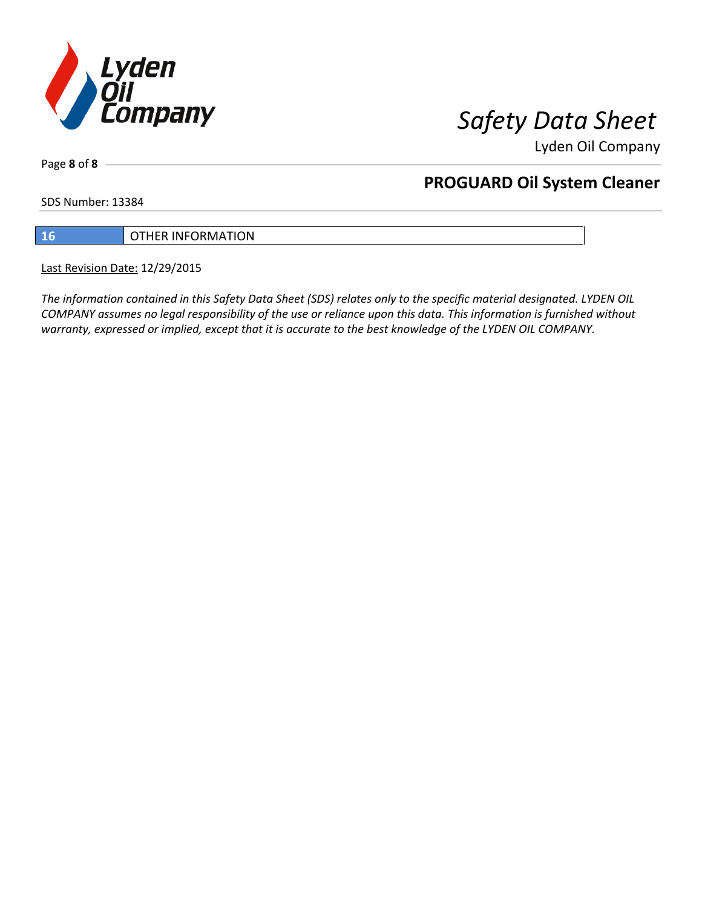## 16 OTHER INFORMATION

Last Revision Date: 12/29/2015

*The information contained in this Safety Data Sheet (SDS) relates only to the specific material designated. LYDEN OIL COMPANY assumes no legal responsibility of the use or reliance upon this data. This information is furnished without warranty, expressed or implied, except that it is accurate to the best knowledge of the LYDEN OIL COMPANY.*